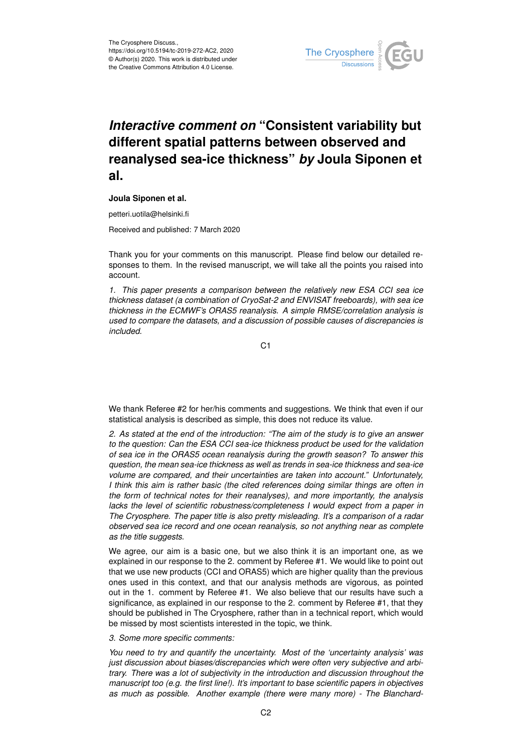The Cryosphere Discuss.,
https://doi.org/10.5194/tc-2019-272-AC2, 2020
© Author(s) 2020. This work is distributed under
the Creative Commons Attribution 4.0 License.

# *Interactive comment on* "Consistent variability but different spatial patterns between observed and reanalysed sea-ice thickness" *by* Joula Siponen et al.

**Joula Siponen et al.**

petteri.uotila@helsinki.fi

Received and published: 7 March 2020

Thank you for your comments on this manuscript. Please find below our detailed responses to them. In the revised manuscript, we will take all the points you raised into account.

*1. This paper presents a comparison between the relatively new ESA CCI sea ice thickness dataset (a combination of CryoSat-2 and ENVISAT freeboards), with sea ice thickness in the ECMWF's ORAS5 reanalysis. A simple RMSE/correlation analysis is used to compare the datasets, and a discussion of possible causes of discrepancies is included.*

We thank Referee #2 for her/his comments and suggestions. We think that even if our statistical analysis is described as simple, this does not reduce its value.

*2. As stated at the end of the introduction: "The aim of the study is to give an answer to the question: Can the ESA CCI sea-ice thickness product be used for the validation of sea ice in the ORAS5 ocean reanalysis during the growth season? To answer this question, the mean sea-ice thickness as well as trends in sea-ice thickness and sea-ice volume are compared, and their uncertainties are taken into account." Unfortunately, I think this aim is rather basic (the cited references doing similar things are often in the form of technical notes for their reanalyses), and more importantly, the analysis lacks the level of scientific robustness/completeness I would expect from a paper in The Cryosphere. The paper title is also pretty misleading. It's a comparison of a radar observed sea ice record and one ocean reanalysis, so not anything near as complete as the title suggests.*

We agree, our aim is a basic one, but we also think it is an important one, as we explained in our response to the 2. comment by Referee #1. We would like to point out that we use new products (CCI and ORAS5) which are higher quality than the previous ones used in this context, and that our analysis methods are vigorous, as pointed out in the 1. comment by Referee #1. We also believe that our results have such a significance, as explained in our response to the 2. comment by Referee #1, that they should be published in The Cryosphere, rather than in a technical report, which would be missed by most scientists interested in the topic, we think.

*3. Some more specific comments:*

*You need to try and quantify the uncertainty. Most of the 'uncertainty analysis' was just discussion about biases/discrepancies which were often very subjective and arbitrary. There was a lot of subjectivity in the introduction and discussion throughout the manuscript too (e.g. the first line!). It's important to base scientific papers in objectives as much as possible. Another example (there were many more) - The Blanchard-*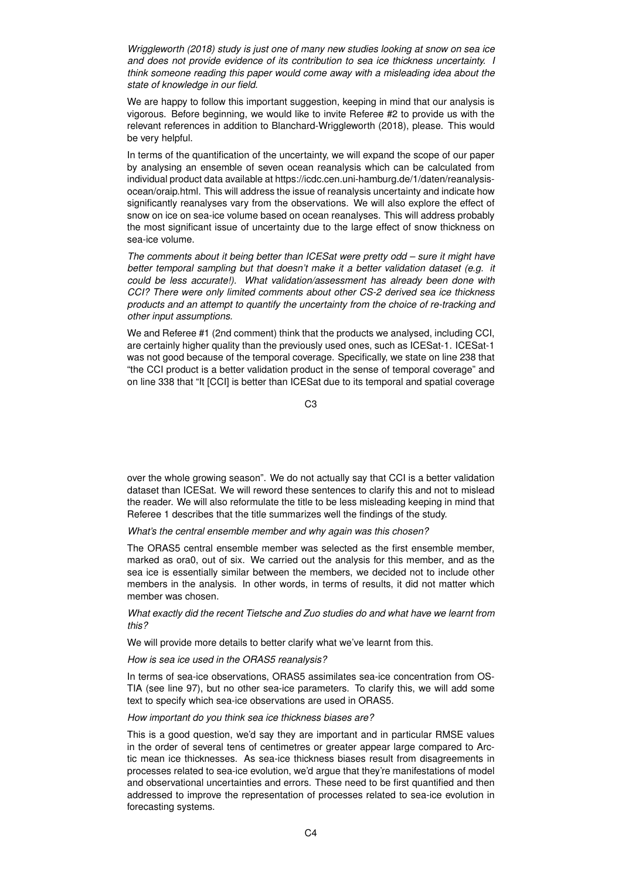*Wriggleworth (2018) study is just one of many new studies looking at snow on sea ice and does not provide evidence of its contribution to sea ice thickness uncertainty. I think someone reading this paper would come away with a misleading idea about the state of knowledge in our field.*

We are happy to follow this important suggestion, keeping in mind that our analysis is vigorous. Before beginning, we would like to invite Referee #2 to provide us with the relevant references in addition to Blanchard-Wriggleworth (2018), please. This would be very helpful.

In terms of the quantification of the uncertainty, we will expand the scope of our paper by analysing an ensemble of seven ocean reanalysis which can be calculated from individual product data available at https://icdc.cen.uni-hamburg.de/1/daten/reanalysis-ocean/oraip.html. This will address the issue of reanalysis uncertainty and indicate how significantly reanalyses vary from the observations. We will also explore the effect of snow on ice on sea-ice volume based on ocean reanalyses. This will address probably the most significant issue of uncertainty due to the large effect of snow thickness on sea-ice volume.

*The comments about it being better than ICESat were pretty odd – sure it might have better temporal sampling but that doesn't make it a better validation dataset (e.g. it could be less accurate!). What validation/assessment has already been done with CCI? There were only limited comments about other CS-2 derived sea ice thickness products and an attempt to quantify the uncertainty from the choice of re-tracking and other input assumptions.*

We and Referee #1 (2nd comment) think that the products we analysed, including CCI, are certainly higher quality than the previously used ones, such as ICESat-1. ICESat-1 was not good because of the temporal coverage. Specifically, we state on line 238 that "the CCI product is a better validation product in the sense of temporal coverage" and on line 338 that "It [CCI] is better than ICESat due to its temporal and spatial coverage over the whole growing season". We do not actually say that CCI is a better validation dataset than ICESat. We will reword these sentences to clarify this and not to mislead the reader. We will also reformulate the title to be less misleading keeping in mind that Referee 1 describes that the title summarizes well the findings of the study.

*What's the central ensemble member and why again was this chosen?*

The ORAS5 central ensemble member was selected as the first ensemble member, marked as ora0, out of six. We carried out the analysis for this member, and as the sea ice is essentially similar between the members, we decided not to include other members in the analysis. In other words, in terms of results, it did not matter which member was chosen.

*What exactly did the recent Tietsche and Zuo studies do and what have we learnt from this?*

We will provide more details to better clarify what we've learnt from this.

*How is sea ice used in the ORAS5 reanalysis?*

In terms of sea-ice observations, ORAS5 assimilates sea-ice concentration from OSTIA (see line 97), but no other sea-ice parameters. To clarify this, we will add some text to specify which sea-ice observations are used in ORAS5.

*How important do you think sea ice thickness biases are?*

This is a good question, we'd say they are important and in particular RMSE values in the order of several tens of centimetres or greater appear large compared to Arctic mean ice thicknesses. As sea-ice thickness biases result from disagreements in processes related to sea-ice evolution, we'd argue that they're manifestations of model and observational uncertainties and errors. These need to be first quantified and then addressed to improve the representation of processes related to sea-ice evolution in forecasting systems.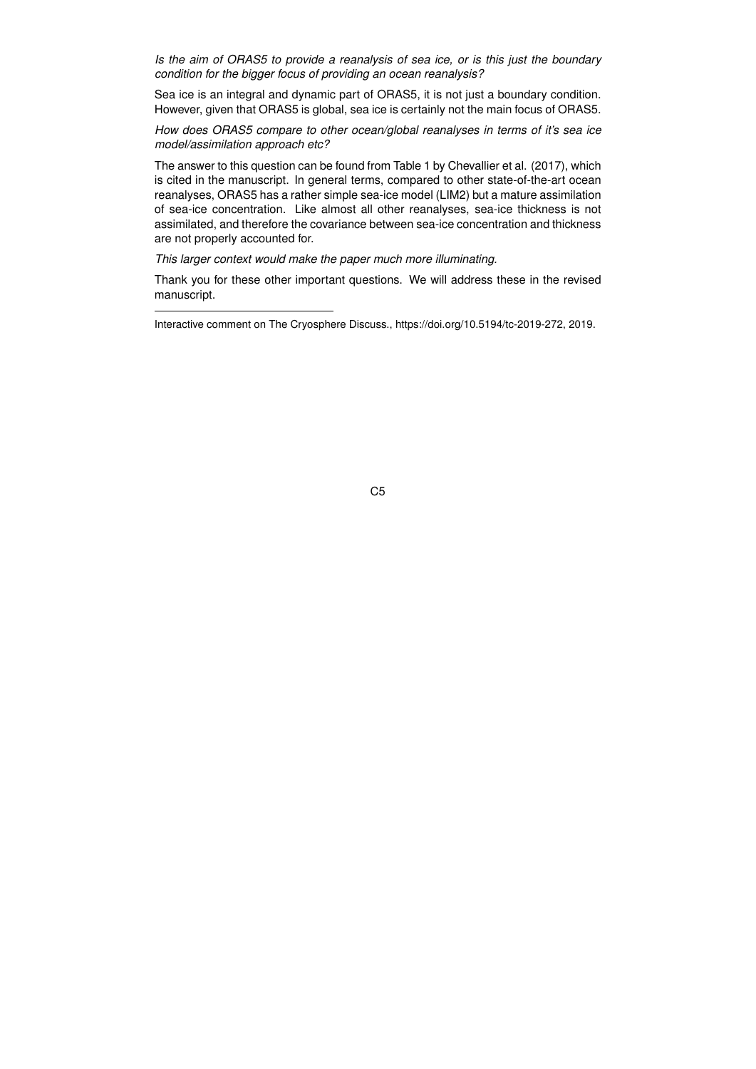*Is the aim of ORAS5 to provide a reanalysis of sea ice, or is this just the boundary condition for the bigger focus of providing an ocean reanalysis?*

Sea ice is an integral and dynamic part of ORAS5, it is not just a boundary condition. However, given that ORAS5 is global, sea ice is certainly not the main focus of ORAS5.

*How does ORAS5 compare to other ocean/global reanalyses in terms of it's sea ice model/assimilation approach etc?*

The answer to this question can be found from Table 1 by Chevallier et al. (2017), which is cited in the manuscript. In general terms, compared to other state-of-the-art ocean reanalyses, ORAS5 has a rather simple sea-ice model (LIM2) but a mature assimilation of sea-ice concentration. Like almost all other reanalyses, sea-ice thickness is not assimilated, and therefore the covariance between sea-ice concentration and thickness are not properly accounted for.

*This larger context would make the paper much more illuminating.*

Thank you for these other important questions. We will address these in the revised manuscript.

---

Interactive comment on The Cryosphere Discuss., https://doi.org/10.5194/tc-2019-272, 2019.